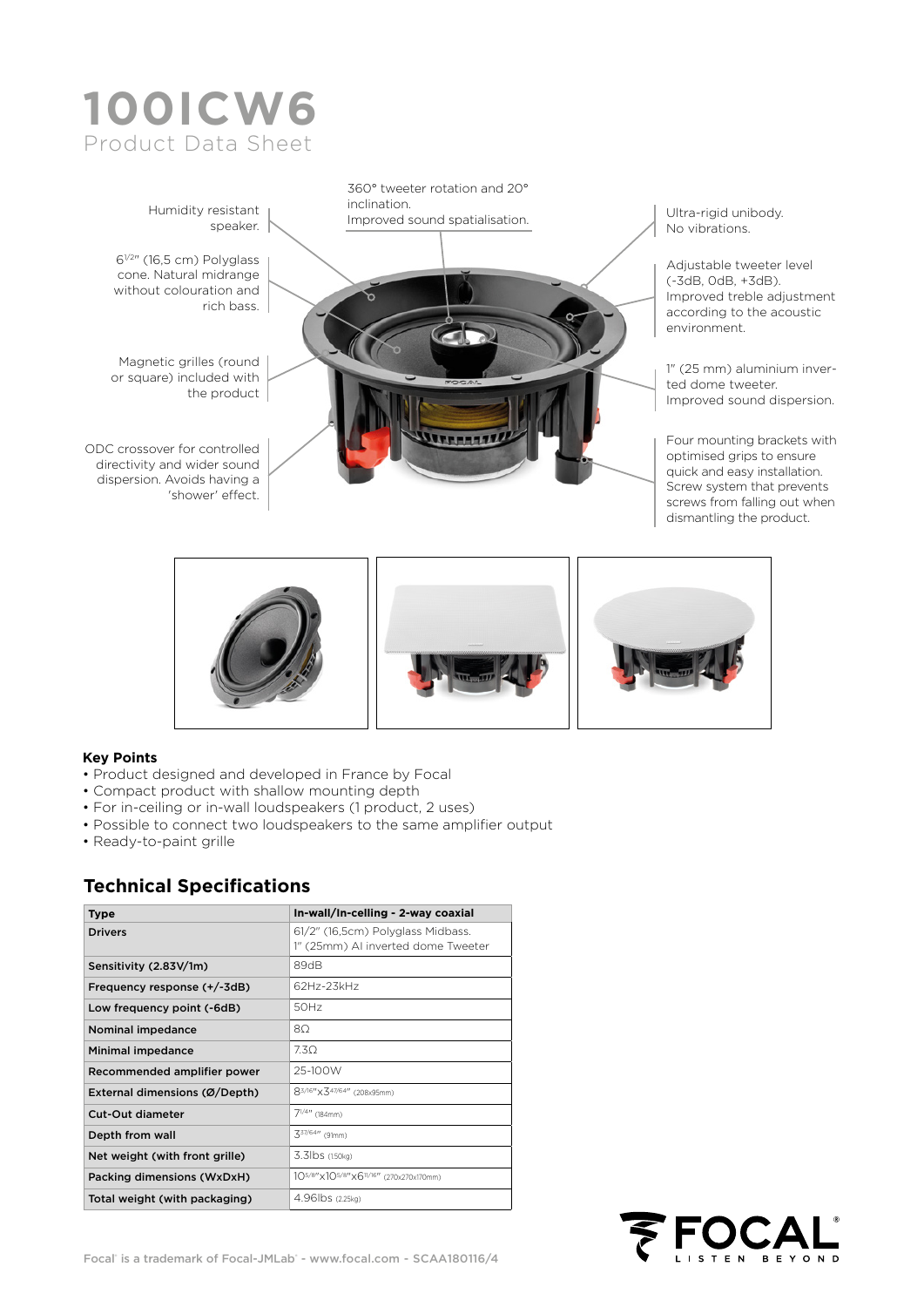# 100ICW6

Product Data Sheet

Humidity resistant speaker.

6$^{1/2}$" (16,5 cm) Polyglass cone. Natural midrange without colouration and rich bass.

Magnetic grilles (round or square) included with the product

ODC crossover for controlled directivity and wider sound dispersion. Avoids having a 'shower' effect.

360° tweeter rotation and 20° inclination. Improved sound spatialisation.

Ultra-rigid unibody. No vibrations.

Adjustable tweeter level (-3dB, 0dB, +3dB). Improved treble adjustment according to the acoustic environment.

1" (25 mm) aluminium inverted dome tweeter. Improved sound dispersion.

Four mounting brackets with optimised grips to ensure quick and easy installation. Screw system that prevents screws from falling out when dismantling the product.

**Key Points**

- Product designed and developed in France by Focal
- Compact product with shallow mounting depth
- For in-ceiling or in-wall loudspeakers (1 product, 2 uses)
- Possible to connect two loudspeakers to the same amplifier output
- Ready-to-paint grille

## Technical Specifications

| Type | In-wall/In-celling - 2-way coaxial |
|---|---|
| Drivers | 61/2" (16,5cm) Polyglass Midbass. 1" (25mm) Al inverted dome Tweeter |
| Sensitivity (2.83V/1m) | 89dB |
| Frequency response (+/-3dB) | 62Hz-23kHz |
| Low frequency point (-6dB) | 50Hz |
| Nominal impedance | 8Ω |
| Minimal impedance | 7.3Ω |
| Recommended amplifier power | 25-100W |
| External dimensions (Ø/Depth) | 8$^{3/16}$"x3$^{47/64}$" (208x95mm) |
| Cut-Out diameter | 7$^{1/4}$" (184mm) |
| Depth from wall | 3$^{37/64}$" (91mm) |
| Net weight (with front grille) | 3.3lbs (1.50kg) |
| Packing dimensions (WxDxH) | 10$^{5/8}$"x10$^{5/8}$"x6$^{11/16}$" (270x270x170mm) |
| Total weight (with packaging) | 4.96lbs (2.25kg) |

Focal® is a trademark of Focal-JMLab® - www.focal.com - SCAA180116/4

FOCAL® LISTEN BEYOND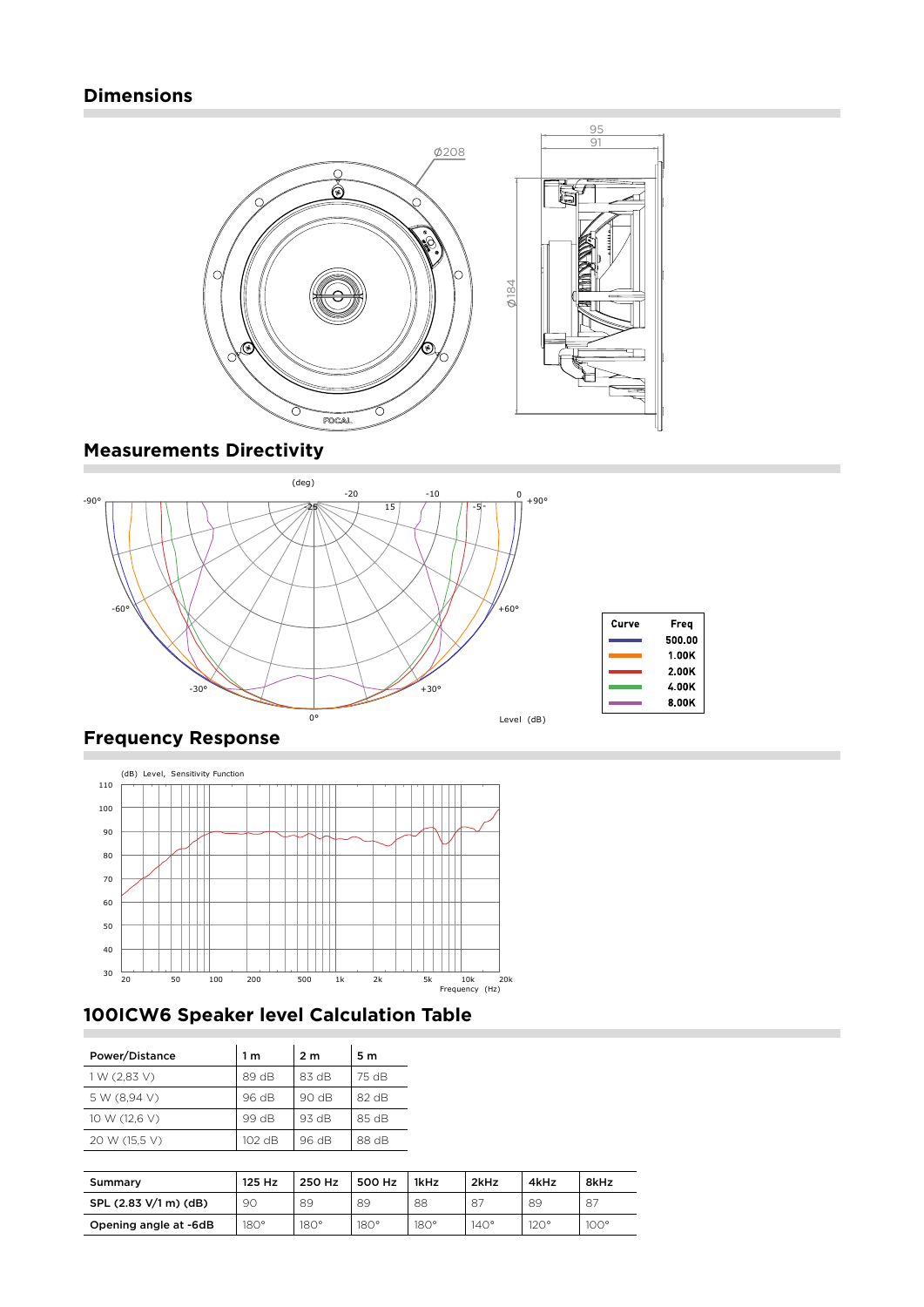## Dimensions

Ø208

95

91

Ø184

FOCAL

## Measurements Directivity

(deg)

-90° -20 -10 0 +90°

-25 15 -5

-60° +60°

-30° +30°

0°

Level (dB)

Curve Freq

500.00

1.00K

2.00K

4.00K

8.00K

## Frequency Response

(dB) Level, Sensitivity Function

110

100

90

80

70

60

50

40

30

20 50 100 200 500 1k 2k 5k 10k 20k

Frequency (Hz)

## 100ICW6 Speaker level Calculation Table

| Power/Distance | 1 m | 2 m | 5 m |
|---|---|---|---|
| 1 W (2,83 V) | 89 dB | 83 dB | 75 dB |
| 5 W (8,94 V) | 96 dB | 90 dB | 82 dB |
| 10 W (12,6 V) | 99 dB | 93 dB | 85 dB |
| 20 W (15,5 V) | 102 dB | 96 dB | 88 dB |

| Summary | 125 Hz | 250 Hz | 500 Hz | 1kHz | 2kHz | 4kHz | 8kHz |
|---|---|---|---|---|---|---|---|
| SPL (2.83 V/1 m) (dB) | 90 | 89 | 89 | 88 | 87 | 89 | 87 |
| Opening angle at -6dB | 180° | 180° | 180° | 180° | 140° | 120° | 100° |